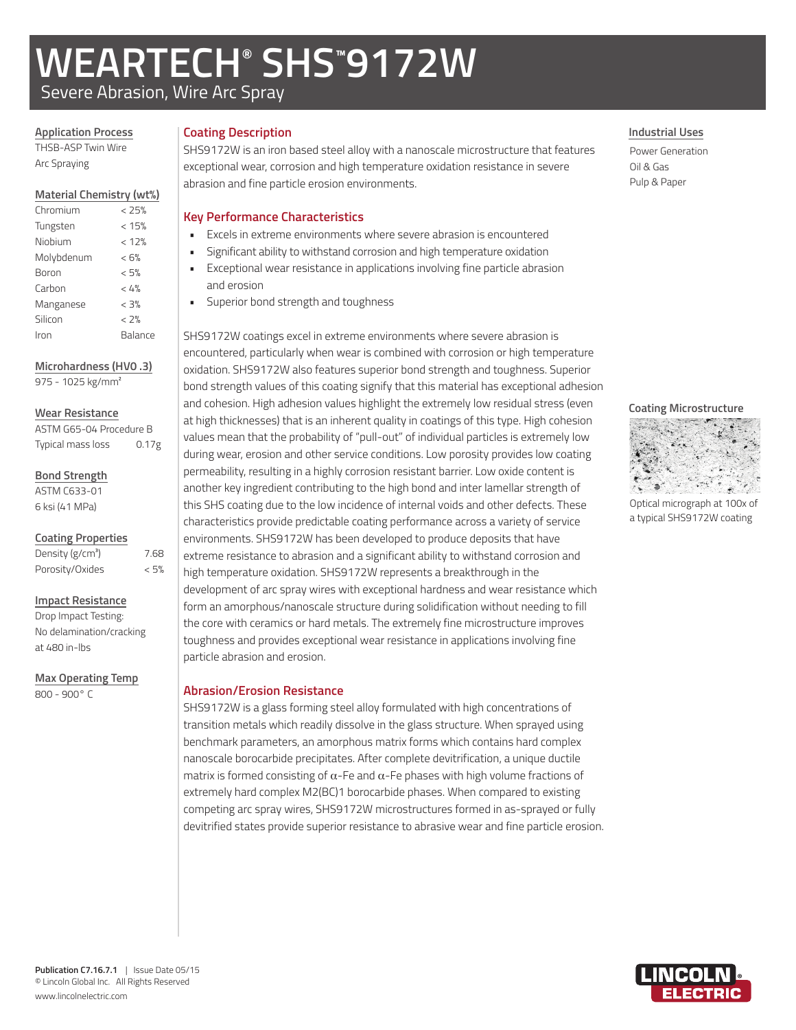# WEARTECH® SHS™9172W

Severe Abrasion, Wire Arc Spray

## Application Process

THSB-ASP Twin Wire Arc Spraying

## Material Chemistry (wt%)

| Element | wt% |
|---|---|
| Chromium | < 25% |
| Tungsten | < 15% |
| Niobium | < 12% |
| Molybdenum | < 6% |
| Boron | < 5% |
| Carbon | < 4% |
| Manganese | < 3% |
| Silicon | < 2% |
| Iron | Balance |

## Microhardness (HV0 .3)

975 - 1025 kg/mm²

## Wear Resistance

ASTM G65-04 Procedure B

Typical mass loss 0.17g

## Bond Strength

ASTM C633-01

6 ksi (41 MPa)

## Coating Properties

| Property | Value |
|---|---|
| Density (g/cm³) | 7.68 |
| Porosity/Oxides | < 5% |

## Impact Resistance

Drop Impact Testing: No delamination/cracking at 480 in-lbs

## Max Operating Temp

800 - 900° C

## Coating Description

SHS9172W is an iron based steel alloy with a nanoscale microstructure that features exceptional wear, corrosion and high temperature oxidation resistance in severe abrasion and fine particle erosion environments.

## Key Performance Characteristics

- Excels in extreme environments where severe abrasion is encountered
- Significant ability to withstand corrosion and high temperature oxidation
- Exceptional wear resistance in applications involving fine particle abrasion and erosion
- Superior bond strength and toughness

SHS9172W coatings excel in extreme environments where severe abrasion is encountered, particularly when wear is combined with corrosion or high temperature oxidation. SHS9172W also features superior bond strength and toughness. Superior bond strength values of this coating signify that this material has exceptional adhesion and cohesion. High adhesion values highlight the extremely low residual stress (even at high thicknesses) that is an inherent quality in coatings of this type. High cohesion values mean that the probability of "pull-out" of individual particles is extremely low during wear, erosion and other service conditions. Low porosity provides low coating permeability, resulting in a highly corrosion resistant barrier. Low oxide content is another key ingredient contributing to the high bond and inter lamellar strength of this SHS coating due to the low incidence of internal voids and other defects. These characteristics provide predictable coating performance across a variety of service environments. SHS9172W has been developed to produce deposits that have extreme resistance to abrasion and a significant ability to withstand corrosion and high temperature oxidation. SHS9172W represents a breakthrough in the development of arc spray wires with exceptional hardness and wear resistance which form an amorphous/nanoscale structure during solidification without needing to fill the core with ceramics or hard metals. The extremely fine microstructure improves toughness and provides exceptional wear resistance in applications involving fine particle abrasion and erosion.

## Abrasion/Erosion Resistance

SHS9172W is a glass forming steel alloy formulated with high concentrations of transition metals which readily dissolve in the glass structure. When sprayed using benchmark parameters, an amorphous matrix forms which contains hard complex nanoscale borocarbide precipitates. After complete devitrification, a unique ductile matrix is formed consisting of $\alpha$-Fe and $\alpha$-Fe phases with high volume fractions of extremely hard complex $M_2(BC)_1$ borocarbide phases. When compared to existing competing arc spray wires, SHS9172W microstructures formed in as-sprayed or fully devitrified states provide superior resistance to abrasive wear and fine particle erosion.

## Industrial Uses

Power Generation

Oil & Gas

Pulp & Paper

## Coating Microstructure

Optical micrograph at 100x of a typical SHS9172W coating

Publication C7.16.7.1 | Issue Date 05/15

© Lincoln Global Inc. All Rights Reserved

www.lincolnelectric.com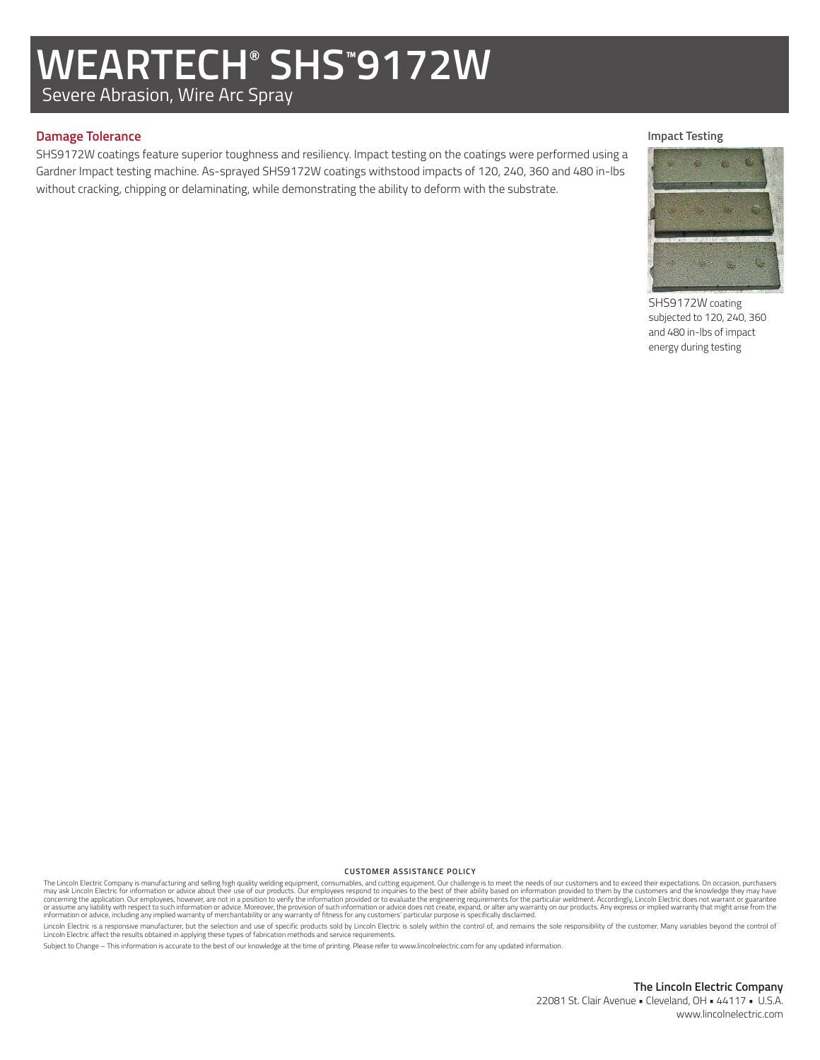# WEARTECH® SHS™9172W

Severe Abrasion, Wire Arc Spray

## Damage Tolerance

SHS9172W coatings feature superior toughness and resiliency. Impact testing on the coatings were performed using a Gardner Impact testing machine. As-sprayed SHS9172W coatings withstood impacts of 120, 240, 360 and 480 in-lbs without cracking, chipping or delaminating, while demonstrating the ability to deform with the substrate.

**Impact Testing**

SHS9172W coating subjected to 120, 240, 360 and 480 in-lbs of impact energy during testing

**CUSTOMER ASSISTANCE POLICY**

The Lincoln Electric Company is manufacturing and selling high quality welding equipment, consumables, and cutting equipment. Our challenge is to meet the needs of our customers and to exceed their expectations. On occasion, purchasers may ask Lincoln Electric for information or advice about their use of our products. Our employees respond to inquiries to the best of their ability based on information provided to them by the customers and the knowledge they may have concerning the application. Our employees, however, are not in a position to verify the information provided or to evaluate the engineering requirements for the particular weldment. Accordingly, Lincoln Electric does not warrant or guarantee or assume any liability with respect to such information or advice. Moreover, the provision of such information or advice does not create, expand, or alter any warranty on our products. Any express or implied warranty that might arise from the information or advice, including any implied warranty of merchantability or any warranty of fitness for any customers' particular purpose is specifically disclaimed.

Lincoln Electric is a responsive manufacturer, but the selection and use of specific products sold by Lincoln Electric is solely within the control of, and remains the sole responsibility of the customer. Many variables beyond the control of Lincoln Electric affect the results obtained in applying these types of fabrication methods and service requirements.

Subject to Change – This information is accurate to the best of our knowledge at the time of printing. Please refer to www.lincolnelectric.com for any updated information.

**The Lincoln Electric Company**
22081 St. Clair Avenue • Cleveland, OH • 44117 • U.S.A.
www.lincolnelectric.com